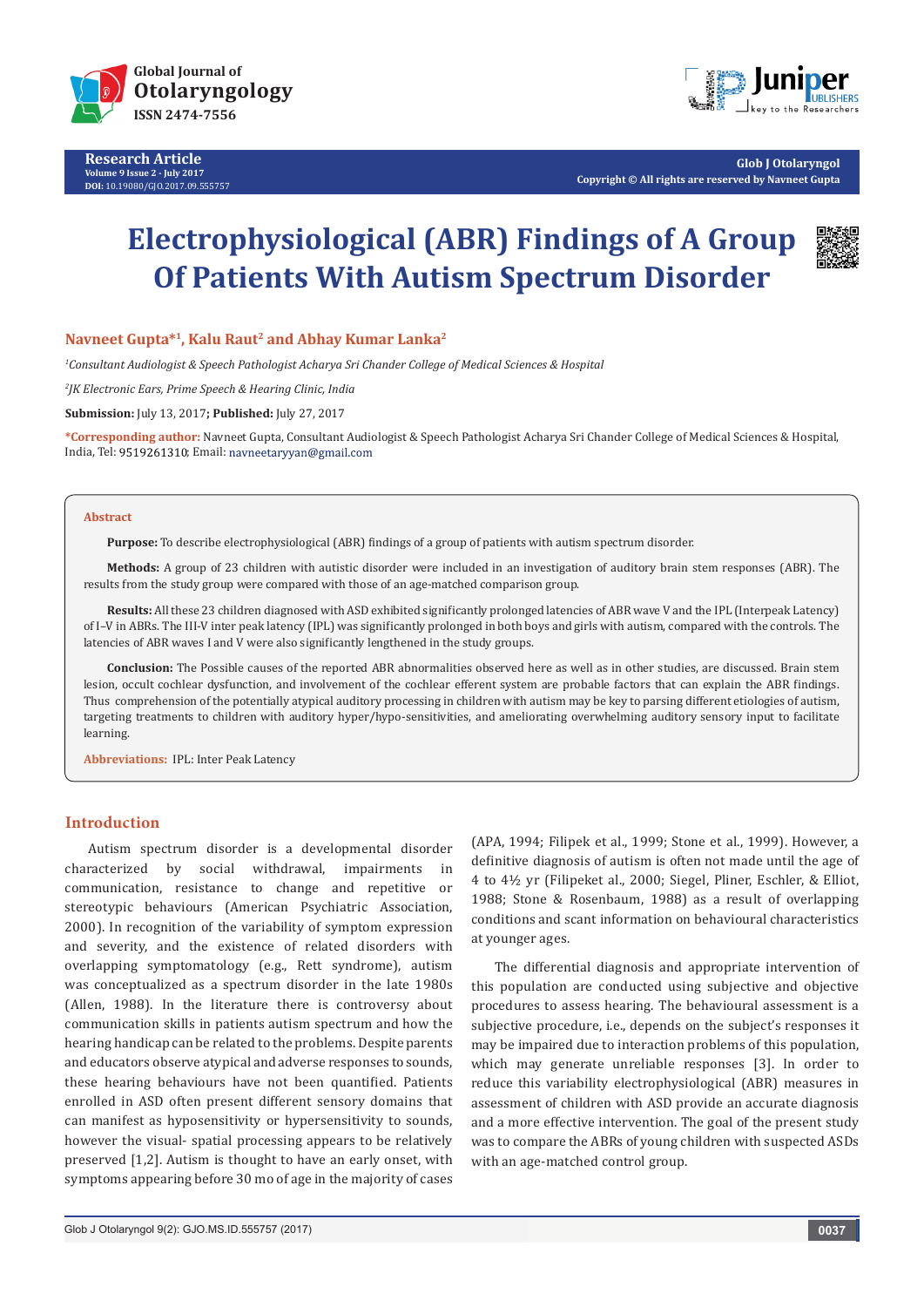Research Article

# Electrophysiological (ABR) Findings of A Group Of Patients With Autism Spectrum Disorder

**Navneet Gupta*[1], Kalu Raut[2] and Abhay Kumar Lanka[2]**

*[1]Consultant Audiologist & Speech Pathologist Acharya Sri Chander College of Medical Sciences & Hospital*

*[2]JK Electronic Ears, Prime Speech & Hearing Clinic, India*

**Submission:** July 13, 2017**; Published:** July 27, 2017

***Corresponding author:** Navneet Gupta, Consultant Audiologist & Speech Pathologist Acharya Sri Chander College of Medical Sciences & Hospital, India, Tel: 9519261310; Email: navneetaryyan@gmail.com

## Abstract

**Purpose:** To describe electrophysiological (ABR) findings of a group of patients with autism spectrum disorder.

**Methods:** A group of 23 children with autistic disorder were included in an investigation of auditory brain stem responses (ABR). The results from the study group were compared with those of an age-matched comparison group.

**Results:** All these 23 children diagnosed with ASD exhibited significantly prolonged latencies of ABR wave V and the IPL (Interpeak Latency) of I–V in ABRs. The III-V inter peak latency (IPL) was significantly prolonged in both boys and girls with autism, compared with the controls. The latencies of ABR waves I and V were also significantly lengthened in the study groups.

**Conclusion:** The Possible causes of the reported ABR abnormalities observed here as well as in other studies, are discussed. Brain stem lesion, occult cochlear dysfunction, and involvement of the cochlear efferent system are probable factors that can explain the ABR findings. Thus comprehension of the potentially atypical auditory processing in children with autism may be key to parsing different etiologies of autism, targeting treatments to children with auditory hyper/hypo-sensitivities, and ameliorating overwhelming auditory sensory input to facilitate learning.

**Abbreviations:** IPL: Inter Peak Latency

## Introduction

Autism spectrum disorder is a developmental disorder characterized by social withdrawal, impairments in communication, resistance to change and repetitive or stereotypic behaviours (American Psychiatric Association, 2000). In recognition of the variability of symptom expression and severity, and the existence of related disorders with overlapping symptomatology (e.g., Rett syndrome), autism was conceptualized as a spectrum disorder in the late 1980s (Allen, 1988). In the literature there is controversy about communication skills in patients autism spectrum and how the hearing handicap can be related to the problems. Despite parents and educators observe atypical and adverse responses to sounds, these hearing behaviours have not been quantified. Patients enrolled in ASD often present different sensory domains that can manifest as hyposensitivity or hypersensitivity to sounds, however the visual- spatial processing appears to be relatively preserved [1,2]. Autism is thought to have an early onset, with symptoms appearing before 30 mo of age in the majority of cases (APA, 1994; Filipek et al., 1999; Stone et al., 1999). However, a definitive diagnosis of autism is often not made until the age of 4 to 4½ yr (Filipeket al., 2000; Siegel, Pliner, Eschler, & Elliot, 1988; Stone & Rosenbaum, 1988) as a result of overlapping conditions and scant information on behavioural characteristics at younger ages.

The differential diagnosis and appropriate intervention of this population are conducted using subjective and objective procedures to assess hearing. The behavioural assessment is a subjective procedure, i.e., depends on the subject's responses it may be impaired due to interaction problems of this population, which may generate unreliable responses [3]. In order to reduce this variability electrophysiological (ABR) measures in assessment of children with ASD provide an accurate diagnosis and a more effective intervention. The goal of the present study was to compare the ABRs of young children with suspected ASDs with an age-matched control group.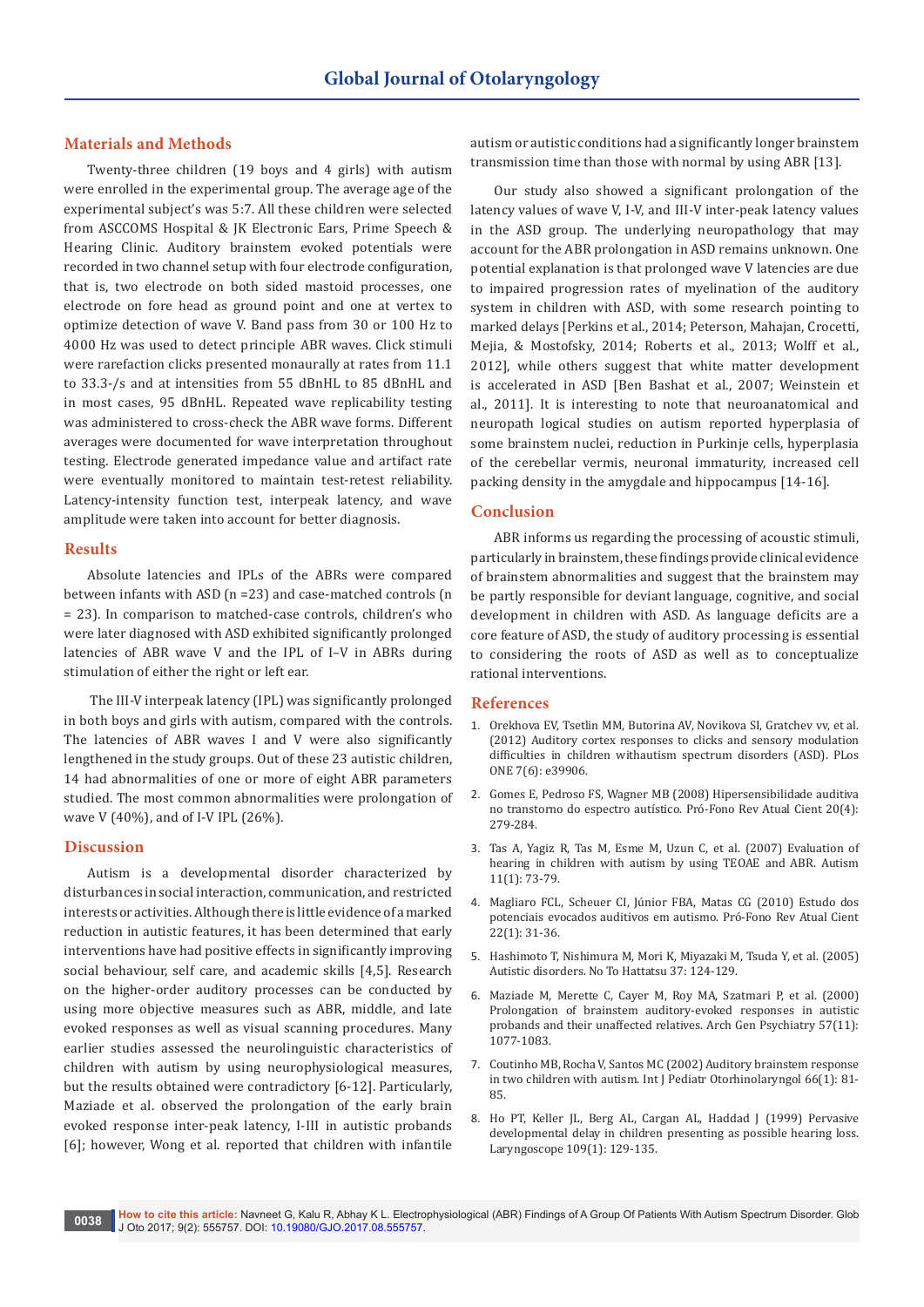## Materials and Methods

Twenty-three children (19 boys and 4 girls) with autism were enrolled in the experimental group. The average age of the experimental subject's was 5:7. All these children were selected from ASCCOMS Hospital & JK Electronic Ears, Prime Speech & Hearing Clinic. Auditory brainstem evoked potentials were recorded in two channel setup with four electrode configuration, that is, two electrode on both sided mastoid processes, one electrode on fore head as ground point and one at vertex to optimize detection of wave V. Band pass from 30 or 100 Hz to 4000 Hz was used to detect principle ABR waves. Click stimuli were rarefaction clicks presented monaurally at rates from 11.1 to 33.3-/s and at intensities from 55 dBnHL to 85 dBnHL and in most cases, 95 dBnHL. Repeated wave replicability testing was administered to cross-check the ABR wave forms. Different averages were documented for wave interpretation throughout testing. Electrode generated impedance value and artifact rate were eventually monitored to maintain test-retest reliability. Latency-intensity function test, interpeak latency, and wave amplitude were taken into account for better diagnosis.

## Results

Absolute latencies and IPLs of the ABRs were compared between infants with ASD (n =23) and case-matched controls (n = 23). In comparison to matched-case controls, children's who were later diagnosed with ASD exhibited significantly prolonged latencies of ABR wave V and the IPL of I–V in ABRs during stimulation of either the right or left ear.

The III-V interpeak latency (IPL) was significantly prolonged in both boys and girls with autism, compared with the controls. The latencies of ABR waves I and V were also significantly lengthened in the study groups. Out of these 23 autistic children, 14 had abnormalities of one or more of eight ABR parameters studied. The most common abnormalities were prolongation of wave V (40%), and of I-V IPL (26%).

## Discussion

Autism is a developmental disorder characterized by disturbances in social interaction, communication, and restricted interests or activities. Although there is little evidence of a marked reduction in autistic features, it has been determined that early interventions have had positive effects in significantly improving social behaviour, self care, and academic skills [4,5]. Research on the higher-order auditory processes can be conducted by using more objective measures such as ABR, middle, and late evoked responses as well as visual scanning procedures. Many earlier studies assessed the neurolinguistic characteristics of children with autism by using neurophysiological measures, but the results obtained were contradictory [6-12]. Particularly, Maziade et al. observed the prolongation of the early brain evoked response inter-peak latency, I-III in autistic probands [6]; however, Wong et al. reported that children with infantile autism or autistic conditions had a significantly longer brainstem transmission time than those with normal by using ABR [13].

Our study also showed a significant prolongation of the latency values of wave V, I-V, and III-V inter-peak latency values in the ASD group. The underlying neuropathology that may account for the ABR prolongation in ASD remains unknown. One potential explanation is that prolonged wave V latencies are due to impaired progression rates of myelination of the auditory system in children with ASD, with some research pointing to marked delays [Perkins et al., 2014; Peterson, Mahajan, Crocetti, Mejia, & Mostofsky, 2014; Roberts et al., 2013; Wolff et al., 2012], while others suggest that white matter development is accelerated in ASD [Ben Bashat et al., 2007; Weinstein et al., 2011]. It is interesting to note that neuroanatomical and neuropath logical studies on autism reported hyperplasia of some brainstem nuclei, reduction in Purkinje cells, hyperplasia of the cerebellar vermis, neuronal immaturity, increased cell packing density in the amygdale and hippocampus [14-16].

## Conclusion

ABR informs us regarding the processing of acoustic stimuli, particularly in brainstem, these findings provide clinical evidence of brainstem abnormalities and suggest that the brainstem may be partly responsible for deviant language, cognitive, and social development in children with ASD. As language deficits are a core feature of ASD, the study of auditory processing is essential to considering the roots of ASD as well as to conceptualize rational interventions.

## References

1. Orekhova EV, Tsetlin MM, Butorina AV, Novikova SI, Gratchev vv, et al. (2012) Auditory cortex responses to clicks and sensory modulation difficulties in children withautism spectrum disorders (ASD). PLos ONE 7(6): e39906.
2. Gomes E, Pedroso FS, Wagner MB (2008) Hipersensibilidade auditiva no transtorno do espectro autístico. Pró-Fono Rev Atual Cient 20(4): 279-284.
3. Tas A, Yagiz R, Tas M, Esme M, Uzun C, et al. (2007) Evaluation of hearing in children with autism by using TEOAE and ABR. Autism 11(1): 73-79.
4. Magliaro FCL, Scheuer CI, Júnior FBA, Matas CG (2010) Estudo dos potenciais evocados auditivos em autismo. Pró-Fono Rev Atual Cient 22(1): 31-36.
5. Hashimoto T, Nishimura M, Mori K, Miyazaki M, Tsuda Y, et al. (2005) Autistic disorders. No To Hattatsu 37: 124-129.
6. Maziade M, Merette C, Cayer M, Roy MA, Szatmari P, et al. (2000) Prolongation of brainstem auditory-evoked responses in autistic probands and their unaffected relatives. Arch Gen Psychiatry 57(11): 1077-1083.
7. Coutinho MB, Rocha V, Santos MC (2002) Auditory brainstem response in two children with autism. Int J Pediatr Otorhinolaryngol 66(1): 81-85.
8. Ho PT, Keller JL, Berg AL, Cargan AL, Haddad J (1999) Pervasive developmental delay in children presenting as possible hearing loss. Laryngoscope 109(1): 129-135.

**How to cite this article:** Navneet G, Kalu R, Abhay K L. Electrophysiological (ABR) Findings of A Group Of Patients With Autism Spectrum Disorder. Glob J Oto 2017; 9(2): 555757. DOI: 10.19080/GJO.2017.08.555757.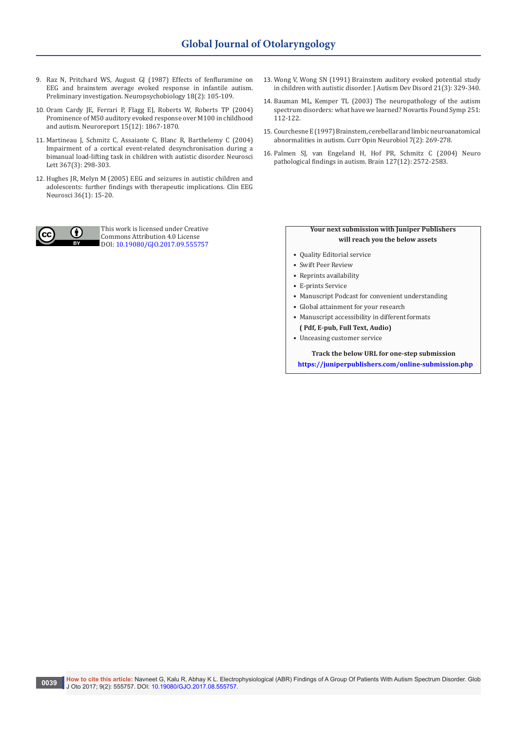9. Raz N, Pritchard WS, August GJ (1987) Effects of fenfluramine on EEG and brainstem average evoked response in infantile autism. Preliminary investigation. Neuropsychobiology 18(2): 105-109.
10. Oram Cardy JE, Ferrari P, Flagg EJ, Roberts W, Roberts TP (2004) Prominence of M50 auditory evoked response over M100 in childhood and autism. Neuroreport 15(12): 1867-1870.
11. Martineau J, Schmitz C, Assaiante C, Blanc R, Barthelemy C (2004) Impairment of a cortical event-related desynchronisation during a bimanual load-lifting task in children with autistic disorder. Neurosci Lett 367(3): 298-303.
12. Hughes JR, Melyn M (2005) EEG and seizures in autistic children and adolescents: further findings with therapeutic implications. Clin EEG Neurosci 36(1): 15-20.
13. Wong V, Wong SN (1991) Brainstem auditory evoked potential study in children with autistic disorder. J Autism Dev Disord 21(3): 329-340.
14. Bauman ML, Kemper TL (2003) The neuropathology of the autism spectrum disorders: what have we learned? Novartis Found Symp 251: 112-122.
15. Courchesne E (1997) Brainstem, cerebellar and limbic neuroanatomical abnormalities in autism. Curr Opin Neurobiol 7(2): 269-278.
16. Palmen SJ, van Engeland H, Hof PR, Schmitz C (2004) Neuro pathological findings in autism. Brain 127(12): 2572-2583.

This work is licensed under Creative Commons Attribution 4.0 License
DOI: 10.19080/GJO.2017.09.555757

**Your next submission with Juniper Publishers will reach you the below assets**

- Quality Editorial service
- Swift Peer Review
- Reprints availability
- E-prints Service
- Manuscript Podcast for convenient understanding
- Global attainment for your research
- Manuscript accessibility in different formats
  **( Pdf, E-pub, Full Text, Audio)**
- Unceasing customer service

**Track the below URL for one-step submission**
**https://juniperpublishers.com/online-submission.php**

**How to cite this article:** Navneet G, Kalu R, Abhay K L. Electrophysiological (ABR) Findings of A Group Of Patients With Autism Spectrum Disorder. Glob J Oto 2017; 9(2): 555757. DOI: 10.19080/GJO.2017.08.555757.